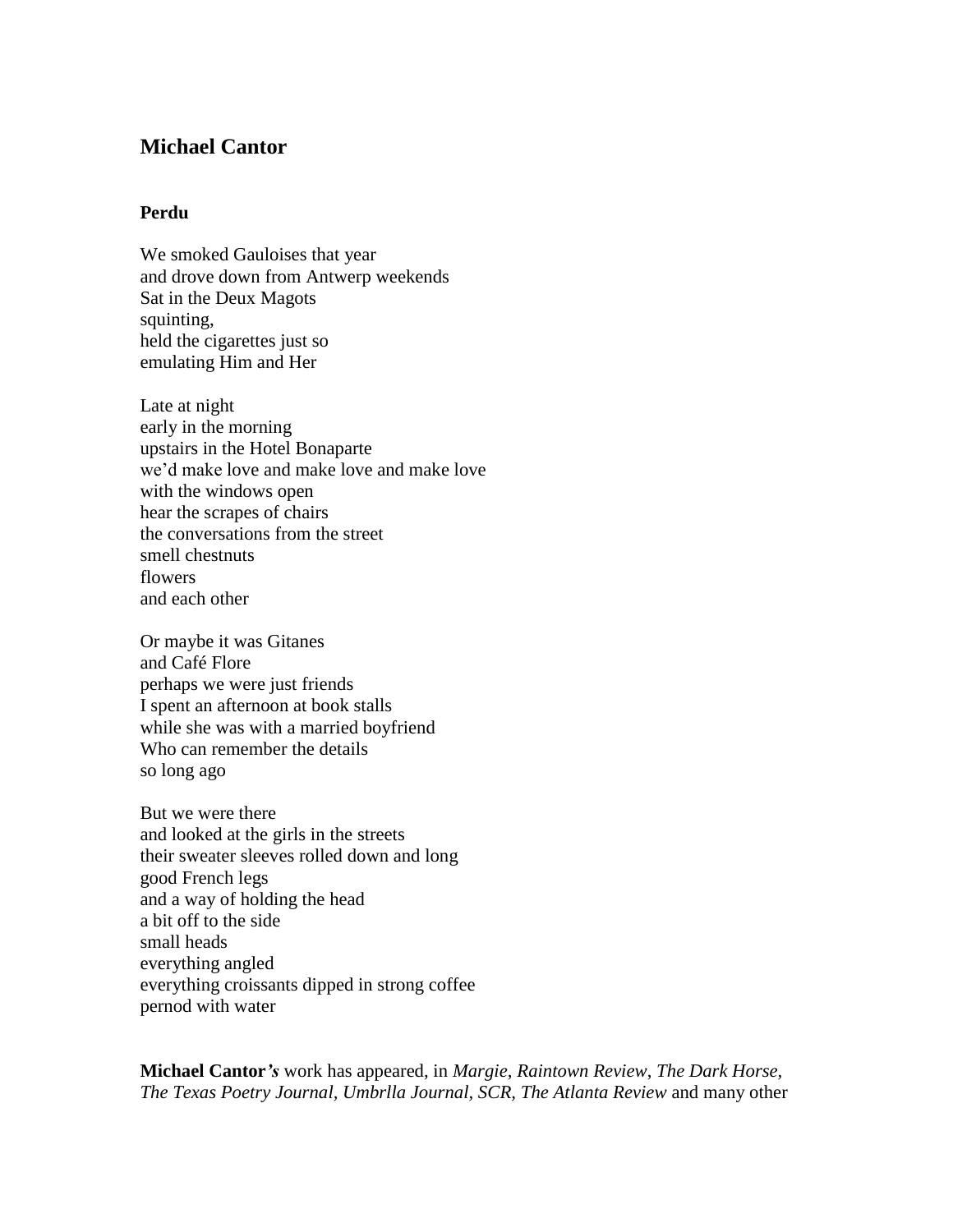## Michael Cantor

### Perdu

We smoked Gauloises that year  
and drove down from Antwerp weekends  
Sat in the Deux Magots  
squinting,  
held the cigarettes just so  
emulating Him and Her

Late at night  
early in the morning  
upstairs in the Hotel Bonaparte  
we'd make love and make love and make love  
with the windows open  
hear the scrapes of chairs  
the conversations from the street  
smell chestnuts  
flowers  
and each other

Or maybe it was Gitanes  
and Café Flore  
perhaps we were just friends  
I spent an afternoon at book stalls  
while she was with a married boyfriend  
Who can remember the details  
so long ago

But we were there  
and looked at the girls in the streets  
their sweater sleeves rolled down and long  
good French legs  
and a way of holding the head  
a bit off to the side  
small heads  
everything angled  
everything croissants dipped in strong coffee  
pernod with water

**Michael Cantor*'s*** work has appeared, in *Margie*, *Raintown Review*, *The Dark Horse*, *The Texas Poetry Journal*, *Umbrlla Journal*, *SCR*, *The Atlanta Review* and many other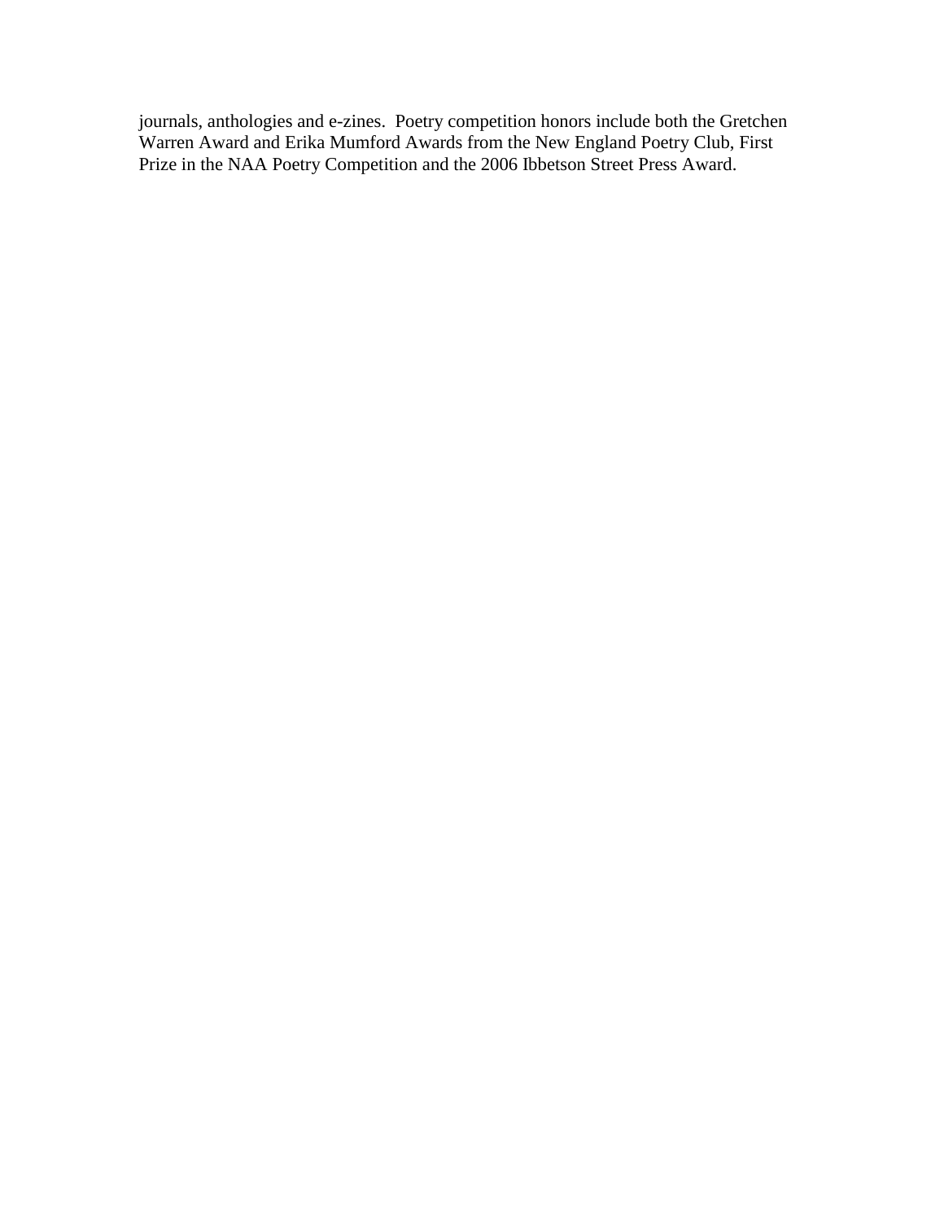journals, anthologies and e-zines.  Poetry competition honors include both the Gretchen Warren Award and Erika Mumford Awards from the New England Poetry Club, First Prize in the NAA Poetry Competition and the 2006 Ibbetson Street Press Award.